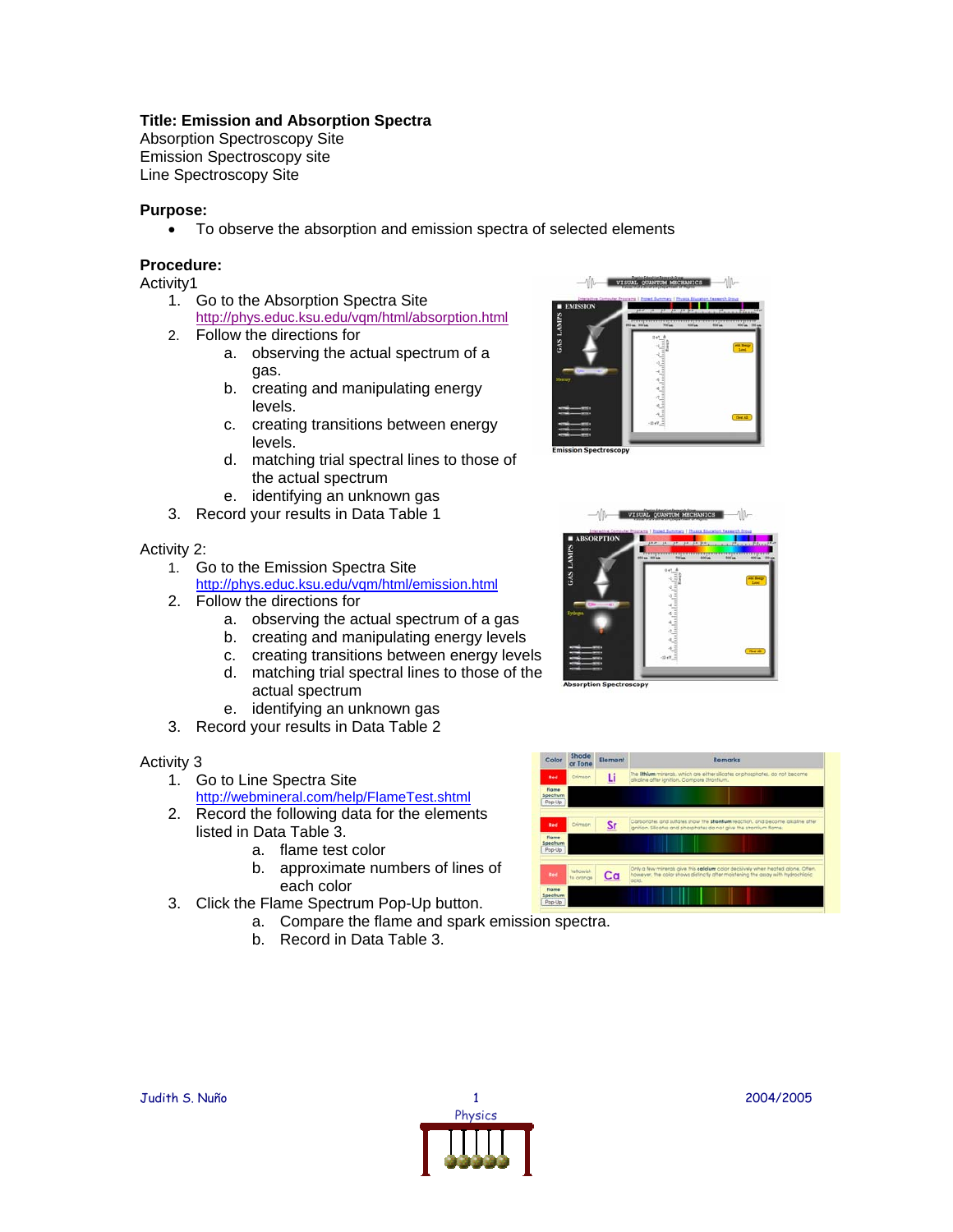**Title: Emission and Absorption Spectra**
Absorption Spectroscopy Site
Emission Spectroscopy site
Line Spectroscopy Site

**Purpose:**

- To observe the absorption and emission spectra of selected elements

**Procedure:**

Activity1

1. Go to the Absorption Spectra Site
   http://phys.educ.ksu.edu/vqm/html/absorption.html
2. Follow the directions for
   a. observing the actual spectrum of a gas.
   b. creating and manipulating energy levels.
   c. creating transitions between energy levels.
   d. matching trial spectral lines to those of the actual spectrum
   e. identifying an unknown gas
3. Record your results in Data Table 1

Emission Spectroscopy

Activity 2:

1. Go to the Emission Spectra Site
   http://phys.educ.ksu.edu/vqm/html/emission.html
2. Follow the directions for
   a. observing the actual spectrum of a gas
   b. creating and manipulating energy levels
   c. creating transitions between energy levels
   d. matching trial spectral lines to those of the actual spectrum
   e. identifying an unknown gas
3. Record your results in Data Table 2

Absorption Spectroscopy

Activity 3

1. Go to Line Spectra Site
   http://webmineral.com/help/FlameTest.shtml
2. Record the following data for the elements listed in Data Table 3.
   a. flame test color
   b. approximate numbers of lines of each color
3. Click the Flame Spectrum Pop-Up button.
   a. Compare the flame and spark emission spectra.
   b. Record in Data Table 3.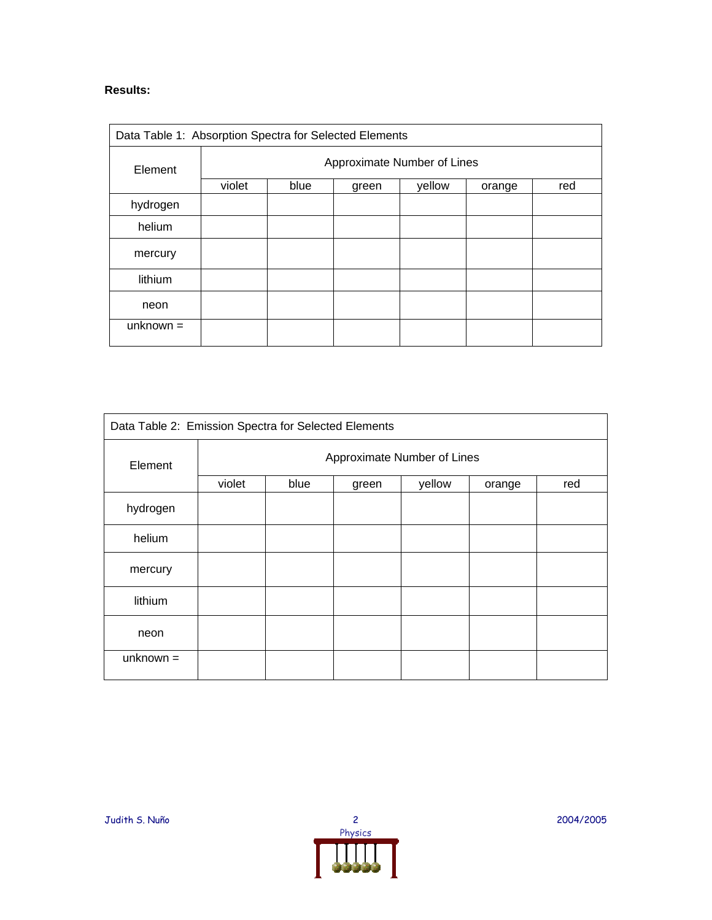**Results:**

| Data Table 1: Absorption Spectra for Selected Elements | | | | | | |
|---|---|---|---|---|---|---|
| Element | Approximate Number of Lines | | | | | |
| | violet | blue | green | yellow | orange | red |
| hydrogen | | | | | | |
| helium | | | | | | |
| mercury | | | | | | |
| lithium | | | | | | |
| neon | | | | | | |
| unknown = | | | | | | |

| Data Table 2: Emission Spectra for Selected Elements | | | | | | |
|---|---|---|---|---|---|---|
| Element | Approximate Number of Lines | | | | | |
| | violet | blue | green | yellow | orange | red |
| hydrogen | | | | | | |
| helium | | | | | | |
| mercury | | | | | | |
| lithium | | | | | | |
| neon | | | | | | |
| unknown = | | | | | | |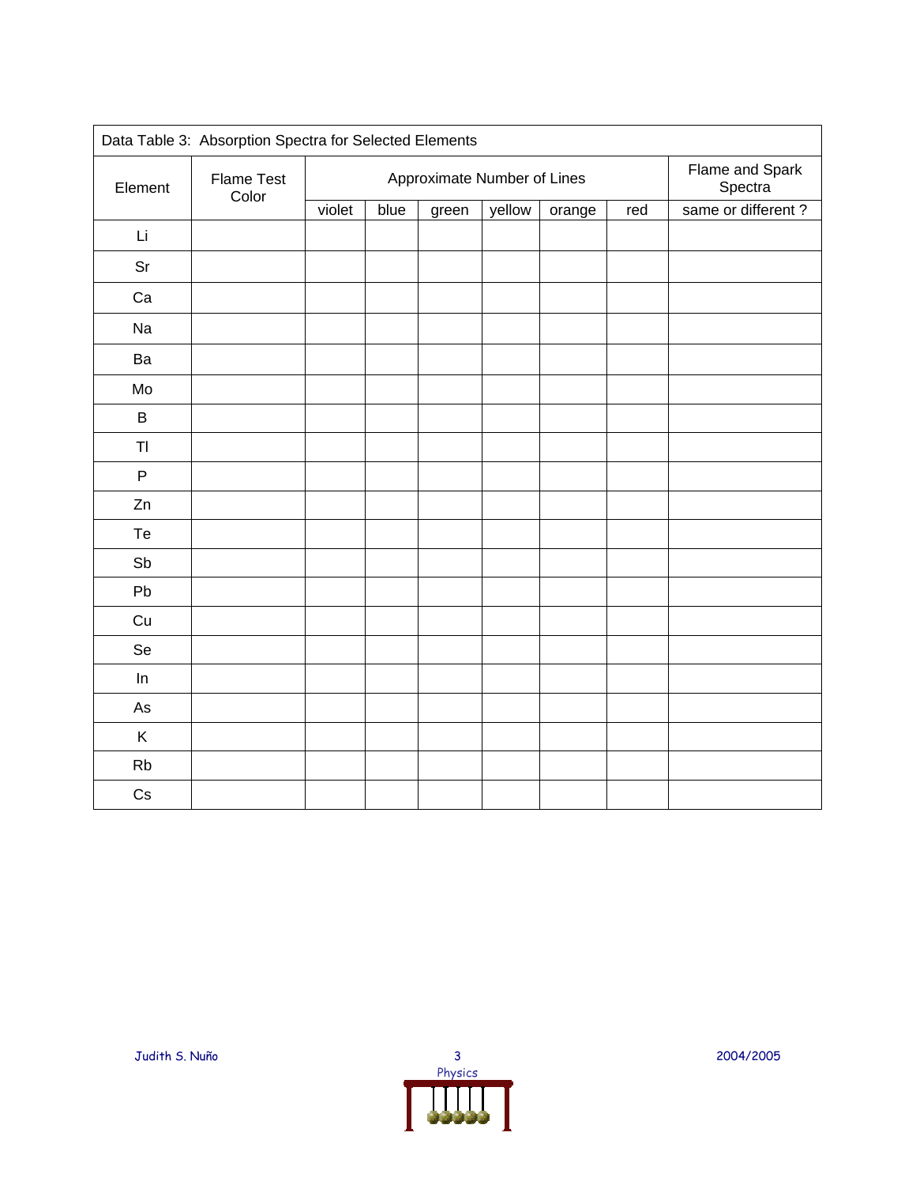| Data Table 3: Absorption Spectra for Selected Elements | | | | | | | | |
|---|---|---|---|---|---|---|---|---|
| Element | Flame Test Color | Approximate Number of Lines | | | | | | Flame and Spark Spectra |
| | | violet | blue | green | yellow | orange | red | same or different ? |
| Li | | | | | | | | |
| Sr | | | | | | | | |
| Ca | | | | | | | | |
| Na | | | | | | | | |
| Ba | | | | | | | | |
| Mo | | | | | | | | |
| B | | | | | | | | |
| Tl | | | | | | | | |
| P | | | | | | | | |
| Zn | | | | | | | | |
| Te | | | | | | | | |
| Sb | | | | | | | | |
| Pb | | | | | | | | |
| Cu | | | | | | | | |
| Se | | | | | | | | |
| In | | | | | | | | |
| As | | | | | | | | |
| K | | | | | | | | |
| Rb | | | | | | | | |
| Cs | | | | | | | | |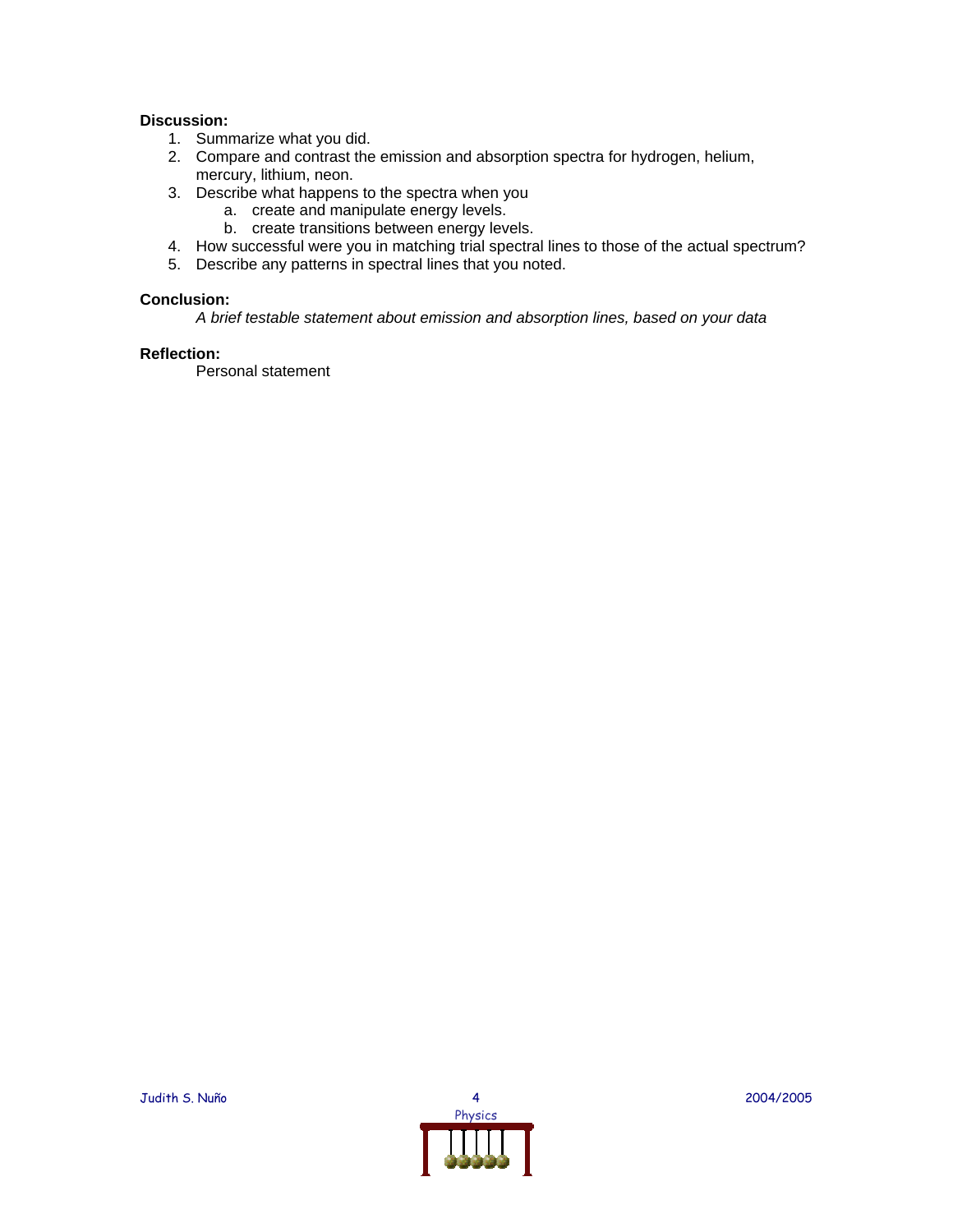**Discussion:**

1. Summarize what you did.
2. Compare and contrast the emission and absorption spectra for hydrogen, helium, mercury, lithium, neon.
3. Describe what happens to the spectra when you
   a. create and manipulate energy levels.
   b. create transitions between energy levels.
4. How successful were you in matching trial spectral lines to those of the actual spectrum?
5. Describe any patterns in spectral lines that you noted.

**Conclusion:**

*A brief testable statement about emission and absorption lines, based on your data*

**Reflection:**

Personal statement